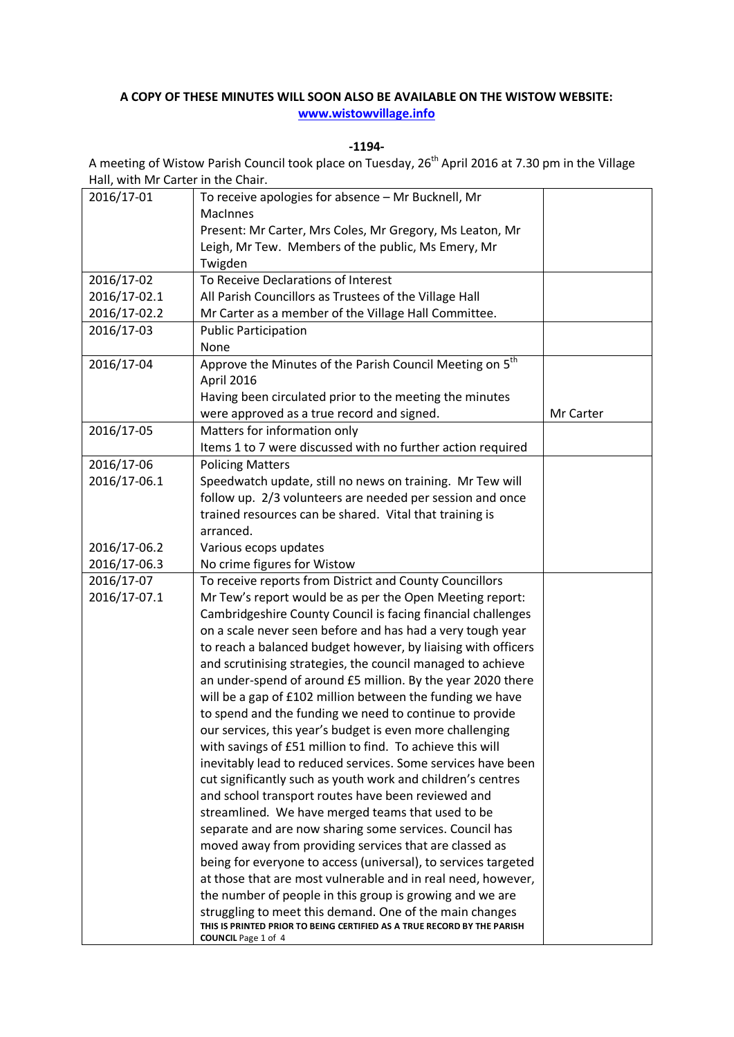**A COPY OF THESE MINUTES WILL SOON ALSO BE AVAILABLE ON THE WISTOW WEBSITE: [www.wistowvillage.info](http://www.wistowvillage.info)**

**-1194-**

A meeting of Wistow Parish Council took place on Tuesday, 26th April 2016 at 7.30 pm in the Village Hall, with Mr Carter in the Chair.

| | | |
|---|---|---|
| 2016/17-01 | To receive apologies for absence – Mr Bucknell, Mr MacInnes<br>Present: Mr Carter, Mrs Coles, Mr Gregory, Ms Leaton, Mr Leigh, Mr Tew. Members of the public, Ms Emery, Mr Twigden | |
| 2016/17-02<br>2016/17-02.1<br>2016/17-02.2 | To Receive Declarations of Interest<br>All Parish Councillors as Trustees of the Village Hall<br>Mr Carter as a member of the Village Hall Committee. | |
| 2016/17-03 | Public Participation<br>None | |
| 2016/17-04 | Approve the Minutes of the Parish Council Meeting on 5th April 2016<br>Having been circulated prior to the meeting the minutes were approved as a true record and signed. | Mr Carter |
| 2016/17-05 | Matters for information only<br>Items 1 to 7 were discussed with no further action required | |
| 2016/17-06<br>2016/17-06.1<br><br><br><br>2016/17-06.2<br>2016/17-06.3 | Policing Matters<br>Speedwatch update, still no news on training. Mr Tew will follow up. 2/3 volunteers are needed per session and once trained resources can be shared. Vital that training is arranced.<br>Various ecops updates<br>No crime figures for Wistow | |
| 2016/17-07<br>2016/17-07.1 | To receive reports from District and County Councillors<br>Mr Tew's report would be as per the Open Meeting report: Cambridgeshire County Council is facing financial challenges on a scale never seen before and has had a very tough year to reach a balanced budget however, by liaising with officers and scrutinising strategies, the council managed to achieve an under-spend of around £5 million. By the year 2020 there will be a gap of £102 million between the funding we have to spend and the funding we need to continue to provide our services, this year's budget is even more challenging with savings of £51 million to find. To achieve this will inevitably lead to reduced services. Some services have been cut significantly such as youth work and children's centres and school transport routes have been reviewed and streamlined. We have merged teams that used to be separate and are now sharing some services. Council has moved away from providing services that are classed as being for everyone to access (universal), to services targeted at those that are most vulnerable and in real need, however, the number of people in this group is growing and we are struggling to meet this demand. One of the main changes | |

**THIS IS PRINTED PRIOR TO BEING CERTIFIED AS A TRUE RECORD BY THE PARISH COUNCIL**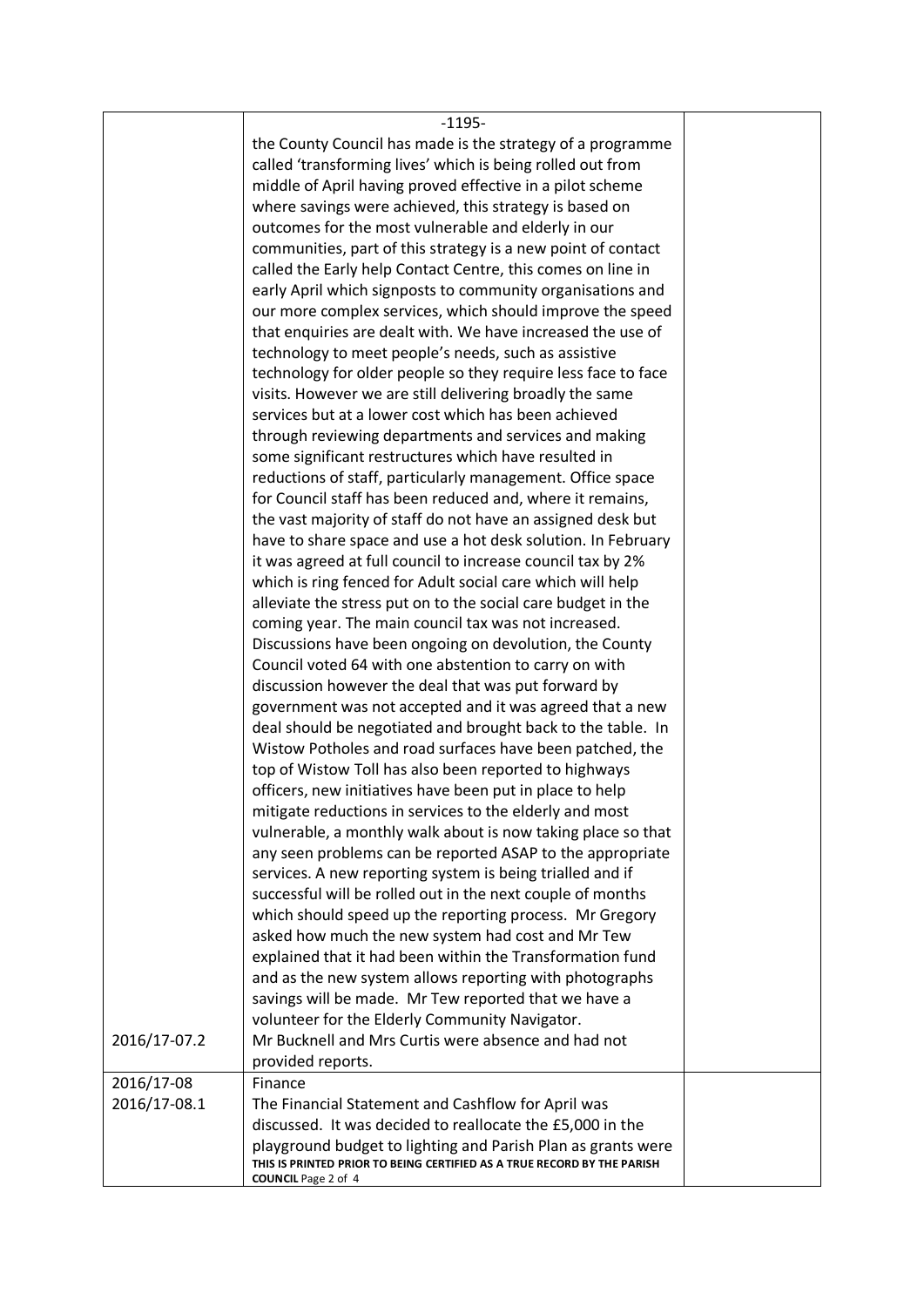| | -1195- | |
|---|---|---|
| | the County Council has made is the strategy of a programme called 'transforming lives' which is being rolled out from middle of April having proved effective in a pilot scheme where savings were achieved, this strategy is based on outcomes for the most vulnerable and elderly in our communities, part of this strategy is a new point of contact called the Early help Contact Centre, this comes on line in early April which signposts to community organisations and our more complex services, which should improve the speed that enquiries are dealt with. We have increased the use of technology to meet people's needs, such as assistive technology for older people so they require less face to face visits. However we are still delivering broadly the same services but at a lower cost which has been achieved through reviewing departments and services and making some significant restructures which have resulted in reductions of staff, particularly management. Office space for Council staff has been reduced and, where it remains, the vast majority of staff do not have an assigned desk but have to share space and use a hot desk solution. In February it was agreed at full council to increase council tax by 2% which is ring fenced for Adult social care which will help alleviate the stress put on to the social care budget in the coming year. The main council tax was not increased. Discussions have been ongoing on devolution, the County Council voted 64 with one abstention to carry on with discussion however the deal that was put forward by government was not accepted and it was agreed that a new deal should be negotiated and brought back to the table. In Wistow Potholes and road surfaces have been patched, the top of Wistow Toll has also been reported to highways officers, new initiatives have been put in place to help mitigate reductions in services to the elderly and most vulnerable, a monthly walk about is now taking place so that any seen problems can be reported ASAP to the appropriate services. A new reporting system is being trialled and if successful will be rolled out in the next couple of months which should speed up the reporting process. Mr Gregory asked how much the new system had cost and Mr Tew explained that it had been within the Transformation fund and as the new system allows reporting with photographs savings will be made. Mr Tew reported that we have a volunteer for the Elderly Community Navigator. | |
| 2016/17-07.2 | Mr Bucknell and Mrs Curtis were absence and had not provided reports. | |
| 2016/17-08<br>2016/17-08.1 | Finance<br>The Financial Statement and Cashflow for April was discussed. It was decided to reallocate the £5,000 in the playground budget to lighting and Parish Plan as grants were<br>**THIS IS PRINTED PRIOR TO BEING CERTIFIED AS A TRUE RECORD BY THE PARISH COUNCIL** | |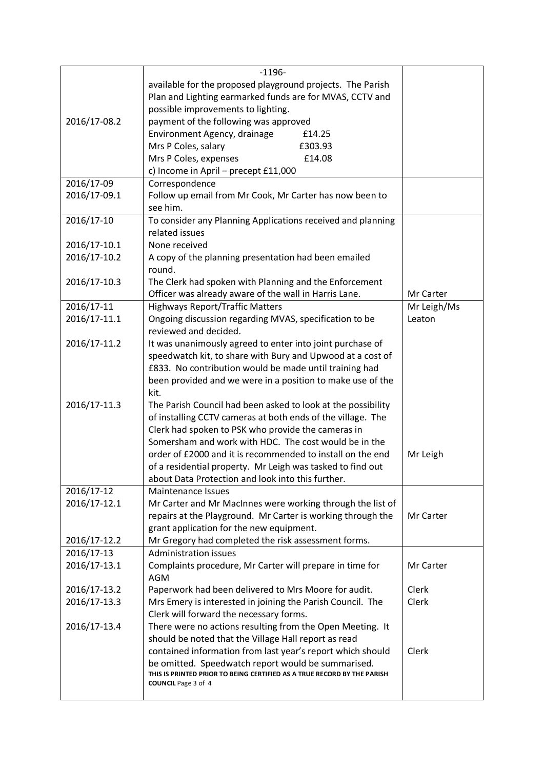-1196-

| | | |
|---|---|---|
| | available for the proposed playground projects. The Parish Plan and Lighting earmarked funds are for MVAS, CCTV and possible improvements to lighting. | |
| 2016/17-08.2 | payment of the following was approved<br>Environment Agency, drainage £14.25<br>Mrs P Coles, salary £303.93<br>Mrs P Coles, expenses £14.08<br>c) Income in April – precept £11,000 | |
| 2016/17-09<br>2016/17-09.1 | Correspondence<br>Follow up email from Mr Cook, Mr Carter has now been to see him. | |
| 2016/17-10<br><br>2016/17-10.1<br>2016/17-10.2<br><br>2016/17-10.3 | To consider any Planning Applications received and planning related issues<br>None received<br>A copy of the planning presentation had been emailed round.<br>The Clerk had spoken with Planning and the Enforcement Officer was already aware of the wall in Harris Lane. | <br><br><br><br><br>Mr Carter |
| 2016/17-11<br>2016/17-11.1<br><br>2016/17-11.2<br><br><br><br><br>2016/17-11.3 | Highways Report/Traffic Matters<br>Ongoing discussion regarding MVAS, specification to be reviewed and decided.<br>It was unanimously agreed to enter into joint purchase of speedwatch kit, to share with Bury and Upwood at a cost of £833. No contribution would be made until training had been provided and we were in a position to make use of the kit.<br>The Parish Council had been asked to look at the possibility of installing CCTV cameras at both ends of the village. The Clerk had spoken to PSK who provide the cameras in Somersham and work with HDC. The cost would be in the order of £2000 and it is recommended to install on the end of a residential property. Mr Leigh was tasked to find out about Data Protection and look into this further. | Mr Leigh/Ms Leaton<br><br><br><br><br><br><br><br><br><br><br>Mr Leigh |
| 2016/17-12<br>2016/17-12.1<br><br><br>2016/17-12.2 | Maintenance Issues<br>Mr Carter and Mr MacInnes were working through the list of repairs at the Playground. Mr Carter is working through the grant application for the new equipment.<br>Mr Gregory had completed the risk assessment forms. | <br><br>Mr Carter |
| 2016/17-13<br>2016/17-13.1<br><br>2016/17-13.2<br>2016/17-13.3<br><br>2016/17-13.4 | Administration issues<br>Complaints procedure, Mr Carter will prepare in time for AGM<br>Paperwork had been delivered to Mrs Moore for audit.<br>Mrs Emery is interested in joining the Parish Council. The Clerk will forward the necessary forms.<br>There were no actions resulting from the Open Meeting. It should be noted that the Village Hall report as read contained information from last year's report which should be omitted. Speedwatch report would be summarised. | <br>Mr Carter<br><br>Clerk<br>Clerk<br><br><br><br>Clerk |

**THIS IS PRINTED PRIOR TO BEING CERTIFIED AS A TRUE RECORD BY THE PARISH COUNCIL**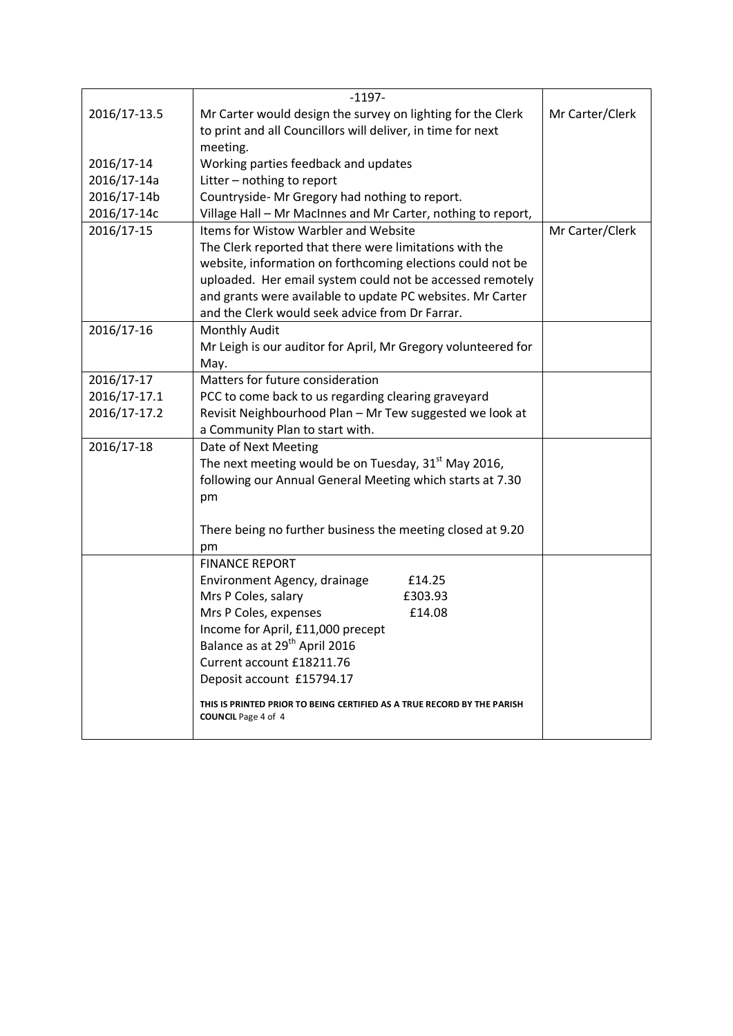| | -1197- | |
|---|---|---|
| 2016/17-13.5 | Mr Carter would design the survey on lighting for the Clerk to print and all Councillors will deliver, in time for next meeting. | Mr Carter/Clerk |
| 2016/17-14 | Working parties feedback and updates | |
| 2016/17-14a | Litter – nothing to report | |
| 2016/17-14b | Countryside- Mr Gregory had nothing to report. | |
| 2016/17-14c | Village Hall – Mr MacInnes and Mr Carter, nothing to report, | |
| 2016/17-15 | Items for Wistow Warbler and Website<br>The Clerk reported that there were limitations with the website, information on forthcoming elections could not be uploaded. Her email system could not be accessed remotely and grants were available to update PC websites. Mr Carter and the Clerk would seek advice from Dr Farrar. | Mr Carter/Clerk |
| 2016/17-16 | Monthly Audit<br>Mr Leigh is our auditor for April, Mr Gregory volunteered for May. | |
| 2016/17-17<br>2016/17-17.1<br>2016/17-17.2 | Matters for future consideration<br>PCC to come back to us regarding clearing graveyard<br>Revisit Neighbourhood Plan – Mr Tew suggested we look at a Community Plan to start with. | |
| 2016/17-18 | Date of Next Meeting<br>The next meeting would be on Tuesday, 31st May 2016, following our Annual General Meeting which starts at 7.30 pm<br><br>There being no further business the meeting closed at 9.20 pm | |
| | FINANCE REPORT<br>Environment Agency, drainage £14.25<br>Mrs P Coles, salary £303.93<br>Mrs P Coles, expenses £14.08<br>Income for April, £11,000 precept<br>Balance as at 29th April 2016<br>Current account £18211.76<br>Deposit account £15794.17<br><br>**THIS IS PRINTED PRIOR TO BEING CERTIFIED AS A TRUE RECORD BY THE PARISH COUNCIL** | |